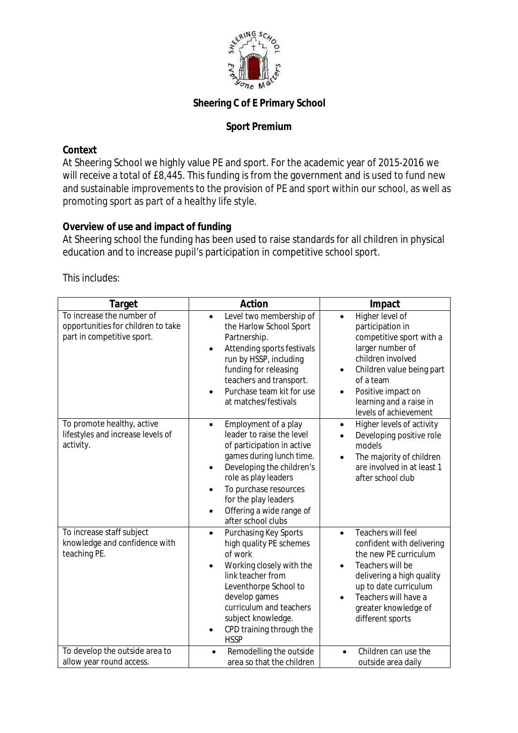**Sheering C of E Primary School**

**Sport Premium**

**Context**

At Sheering School we highly value PE and sport. For the academic year of 2015-2016 we will receive a total of £8,445. This funding is from the government and is used to fund new and sustainable improvements to the provision of PE and sport within our school, as well as promoting sport as part of a healthy life style.

**Overview of use and impact of funding**

At Sheering school the funding has been used to raise standards for all children in physical education and to increase pupil's participation in competitive school sport.

This includes:

| Target | Action | Impact |
|---|---|---|
| To increase the number of opportunities for children to take part in competitive sport. | • Level two membership of the Harlow School Sport Partnership.<br>• Attending sports festivals run by HSSP, including funding for releasing teachers and transport.<br>• Purchase team kit for use at matches/festivals | • Higher level of participation in competitive sport with a larger number of children involved<br>• Children value being part of a team<br>• Positive impact on learning and a raise in levels of achievement |
| To promote healthy, active lifestyles and increase levels of activity. | • Employment of a play leader to raise the level of participation in active games during lunch time.<br>• Developing the children's role as play leaders<br>• To purchase resources for the play leaders<br>• Offering a wide range of after school clubs | • Higher levels of activity<br>• Developing positive role models<br>• The majority of children are involved in at least 1 after school club |
| To increase staff subject knowledge and confidence with teaching PE. | • Purchasing Key Sports high quality PE schemes of work<br>• Working closely with the link teacher from Leventhorpe School to develop games curriculum and teachers subject knowledge.<br>• CPD training through the HSSP | • Teachers will feel confident with delivering the new PE curriculum<br>• Teachers will be delivering a high quality up to date curriculum<br>• Teachers will have a greater knowledge of different sports |
| To develop the outside area to allow year round access. | • Remodelling the outside area so that the children | • Children can use the outside area daily |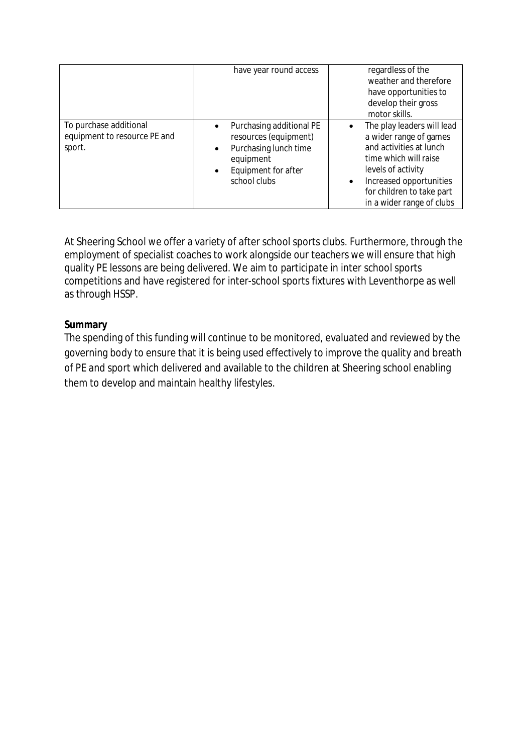| | | |
|---|---|---|
| | have year round access | regardless of the weather and therefore have opportunities to develop their gross motor skills. |
| To purchase additional equipment to resource PE and sport. | • Purchasing additional PE resources (equipment)<br>• Purchasing lunch time equipment<br>• Equipment for after school clubs | • The play leaders will lead a wider range of games and activities at lunch time which will raise levels of activity<br>• Increased opportunities for children to take part in a wider range of clubs |

At Sheering School we offer a variety of after school sports clubs. Furthermore, through the employment of specialist coaches to work alongside our teachers we will ensure that high quality PE lessons are being delivered. We aim to participate in inter school sports competitions and have registered for inter-school sports fixtures with Leventhorpe as well as through HSSP.

**Summary**

The spending of this funding will continue to be monitored, evaluated and reviewed by the governing body to ensure that it is being used effectively to improve the quality and breath of PE and sport which delivered and available to the children at Sheering school enabling them to develop and maintain healthy lifestyles.